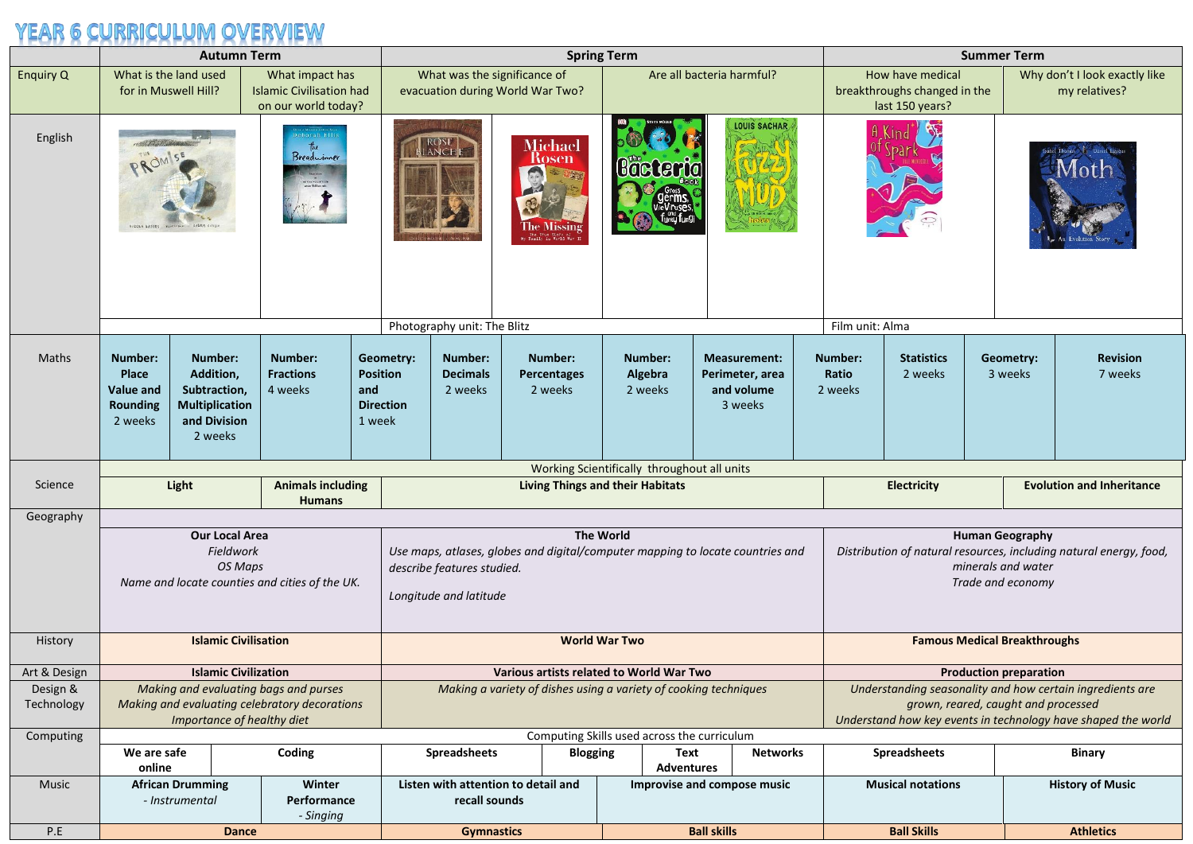# YEAR 6 CURRICULUM OVERVIEW

| | Autumn Term | | Spring Term | | Summer Term | |
|---|---|---|---|---|---|---|
| Enquiry Q | What is the land used for in Muswell Hill? | What impact has Islamic Civilisation had on our world today? | What was the significance of evacuation during World War Two? | Are all bacteria harmful? | How have medical breakthroughs changed in the last 150 years? | Why don't I look exactly like my relatives? |
| English | The Promise (Nicola Davies, Laura Carlin); The Breadwinner (Deborah Ellis) | | Rose Blanche; Michael Rosen – The Missing: The True Story of My Family in World War II; Photography unit: The Blitz | The Bacteria Book: Gross Germs, Vile Viruses and Funky Fungi (Steve Mould); Louis Sachar – Fuzzy Mud | A Kind of Spark (Elle McNicoll); Film unit: Alma | Moth: An Evolution Story (Isabel Thomas, Daniel Egnéus) |
| Maths | **Number: Place Value and Rounding** 2 weeks; **Number: Addition, Subtraction, Multiplication and Division** 2 weeks | **Number: Fractions** 4 weeks; **Geometry: Position and Direction** 1 week | **Number: Decimals** 2 weeks; **Number: Percentages** 2 weeks | **Number: Algebra** 2 weeks; **Measurement: Perimeter, area and volume** 3 weeks | **Number: Ratio** 2 weeks; **Statistics** 2 weeks | **Geometry:** 3 weeks; **Revision** 7 weeks |
| Science | Working Scientifically throughout all units | | | | | |
| | **Light** | **Animals including Humans** | **Living Things and their Habitats** | | **Electricity** | **Evolution and Inheritance** |
| Geography | **Our Local Area** *Fieldwork* *OS Maps* *Name and locate counties and cities of the UK.* | | **The World** *Use maps, atlases, globes and digital/computer mapping to locate countries and describe features studied.* *Longitude and latitude* | | **Human Geography** *Distribution of natural resources, including natural energy, food, minerals and water* *Trade and economy* | |
| History | **Islamic Civilisation** | | **World War Two** | | **Famous Medical Breakthroughs** | |
| Art & Design | **Islamic Civilization** | | **Various artists related to World War Two** | | **Production preparation** | |
| Design & Technology | *Making and evaluating bags and purses* *Making and evaluating celebratory decorations* *Importance of healthy diet* | | *Making a variety of dishes using a variety of cooking techniques* | | *Understanding seasonality and how certain ingredients are grown, reared, caught and processed* *Understand how key events in technology have shaped the world* | |
| Computing | Computing Skills used across the curriculum | | | | | |
| | **We are safe online**; **Coding** | | **Spreadsheets**; **Blogging** | **Text Adventures**; **Networks** | **Spreadsheets** | **Binary** |
| Music | **African Drumming** *- Instrumental* | **Winter Performance** *- Singing* | **Listen with attention to detail and recall sounds** | **Improvise and compose music** | **Musical notations** | **History of Music** |
| P.E | **Dance** | | **Gymnastics** | **Ball skills** | **Ball Skills** | **Athletics** |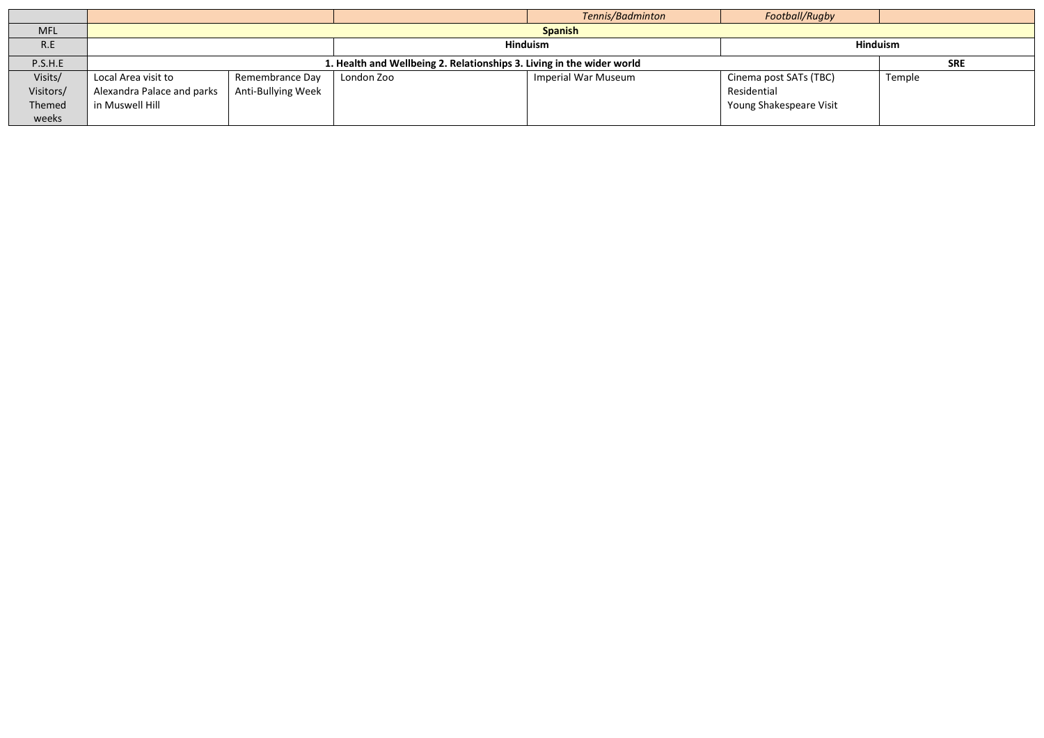| | | | | | | |
|---|---|---|---|---|---|---|
| | | | | *Tennis/Badminton* | *Football/Rugby* | |
| MFL | **Spanish** | | | | | |
| R.E | | | **Hinduism** | | **Hinduism** | |
| P.S.H.E | **1. Health and Wellbeing 2. Relationships 3. Living in the wider world** | | | | | **SRE** |
| Visits/ Visitors/ Themed weeks | Local Area visit to Alexandra Palace and parks in Muswell Hill | Remembrance Day Anti-Bullying Week | London Zoo | Imperial War Museum | Cinema post SATs (TBC) Residential Young Shakespeare Visit | Temple |